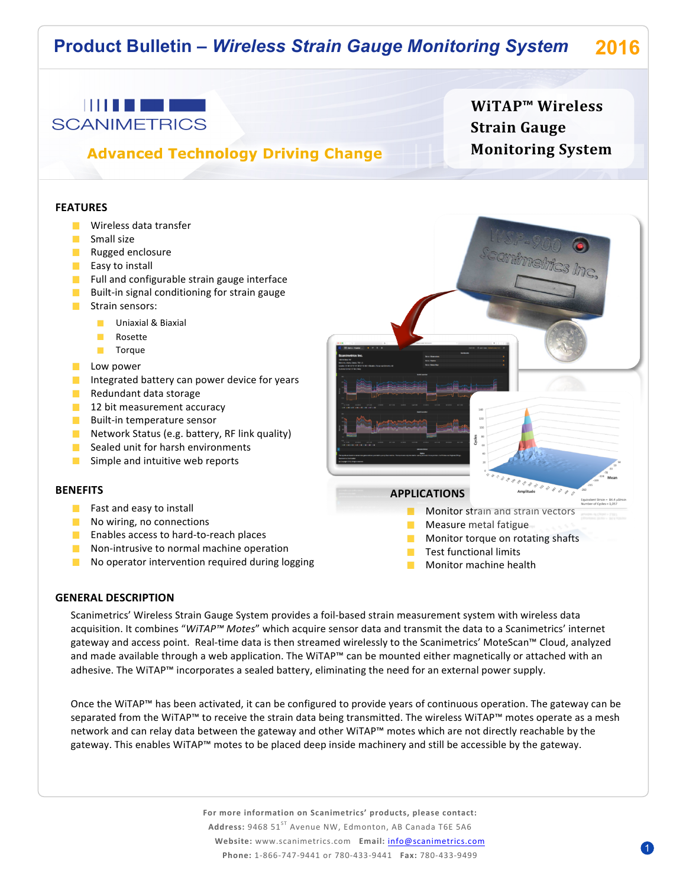# Product Bulletin – *Wireless Strain Gauge Monitoring System* 2016

SCANIMETRICS

**Advanced Technology Driving Change**

## WiTAP™ Wireless Strain Gauge Monitoring System

### FEATURES

- Wireless data transfer
- Small size
- Rugged enclosure
- Easy to install
- Full and configurable strain gauge interface
- Built-in signal conditioning for strain gauge
- Strain sensors:
  - Uniaxial & Biaxial
  - Rosette
  - Torque
- Low power
- Integrated battery can power device for years
- Redundant data storage
- 12 bit measurement accuracy
- Built-in temperature sensor
- Network Status (e.g. battery, RF link quality)
- Sealed unit for harsh environments
- Simple and intuitive web reports

### BENEFITS

- Fast and easy to install
- No wiring, no connections
- Enables access to hard-to-reach places
- Non-intrusive to normal machine operation
- No operator intervention required during logging

### APPLICATIONS

- Monitor strain and strain vectors
- Measure metal fatigue
- Monitor torque on rotating shafts
- Test functional limits
- Monitor machine health

### GENERAL DESCRIPTION

Scanimetrics' Wireless Strain Gauge System provides a foil-based strain measurement system with wireless data acquisition. It combines "*WiTAP™ Motes*" which acquire sensor data and transmit the data to a Scanimetrics' internet gateway and access point. Real-time data is then streamed wirelessly to the Scanimetrics' MoteScan™ Cloud, analyzed and made available through a web application. The WiTAP™ can be mounted either magnetically or attached with an adhesive. The WiTAP™ incorporates a sealed battery, eliminating the need for an external power supply.

Once the WiTAP™ has been activated, it can be configured to provide years of continuous operation. The gateway can be separated from the WiTAP™ to receive the strain data being transmitted. The wireless WiTAP™ motes operate as a mesh network and can relay data between the gateway and other WiTAP™ motes which are not directly reachable by the gateway. This enables WiTAP™ motes to be placed deep inside machinery and still be accessible by the gateway.

For more information on Scanimetrics' products, please contact:
**Address:** 9468 51[ST] Avenue NW, Edmonton, AB Canada T6E 5A6
**Website:** www.scanimetrics.com **Email:** info@scanimetrics.com
**Phone:** 1-866-747-9441 or 780-433-9441 **Fax:** 780-433-9499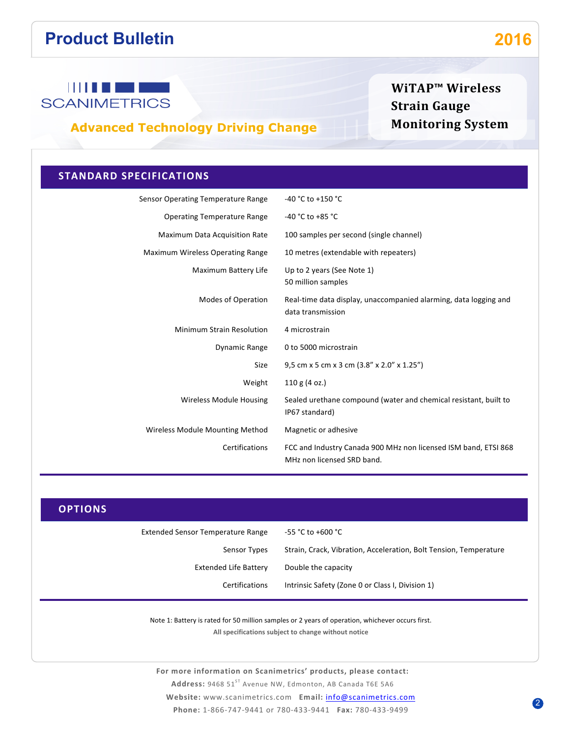# Product Bulletin

**2016**

SCANIMETRICS

**Advanced Technology Driving Change**

**WiTAP™ Wireless Strain Gauge Monitoring System**

## STANDARD SPECIFICATIONS

| | |
|---|---|
| Sensor Operating Temperature Range | -40 °C to +150 °C |
| Operating Temperature Range | -40 °C to +85 °C |
| Maximum Data Acquisition Rate | 100 samples per second (single channel) |
| Maximum Wireless Operating Range | 10 metres (extendable with repeaters) |
| Maximum Battery Life | Up to 2 years (See Note 1)<br>50 million samples |
| Modes of Operation | Real-time data display, unaccompanied alarming, data logging and data transmission |
| Minimum Strain Resolution | 4 microstrain |
| Dynamic Range | 0 to 5000 microstrain |
| Size | 9,5 cm x 5 cm x 3 cm (3.8" x 2.0" x 1.25") |
| Weight | 110 g (4 oz.) |
| Wireless Module Housing | Sealed urethane compound (water and chemical resistant, built to IP67 standard) |
| Wireless Module Mounting Method | Magnetic or adhesive |
| Certifications | FCC and Industry Canada 900 MHz non licensed ISM band, ETSI 868 MHz non licensed SRD band. |

## OPTIONS

| | |
|---|---|
| Extended Sensor Temperature Range | -55 °C to +600 °C |
| Sensor Types | Strain, Crack, Vibration, Acceleration, Bolt Tension, Temperature |
| Extended Life Battery | Double the capacity |
| Certifications | Intrinsic Safety (Zone 0 or Class I, Division 1) |

Note 1: Battery is rated for 50 million samples or 2 years of operation, whichever occurs first.

**All specifications subject to change without notice**

**For more information on Scanimetrics' products, please contact:**

**Address:** 9468 51ST Avenue NW, Edmonton, AB Canada T6E 5A6

**Website:** www.scanimetrics.com **Email:** info@scanimetrics.com

**Phone:** 1-866-747-9441 or 780-433-9441 **Fax:** 780-433-9499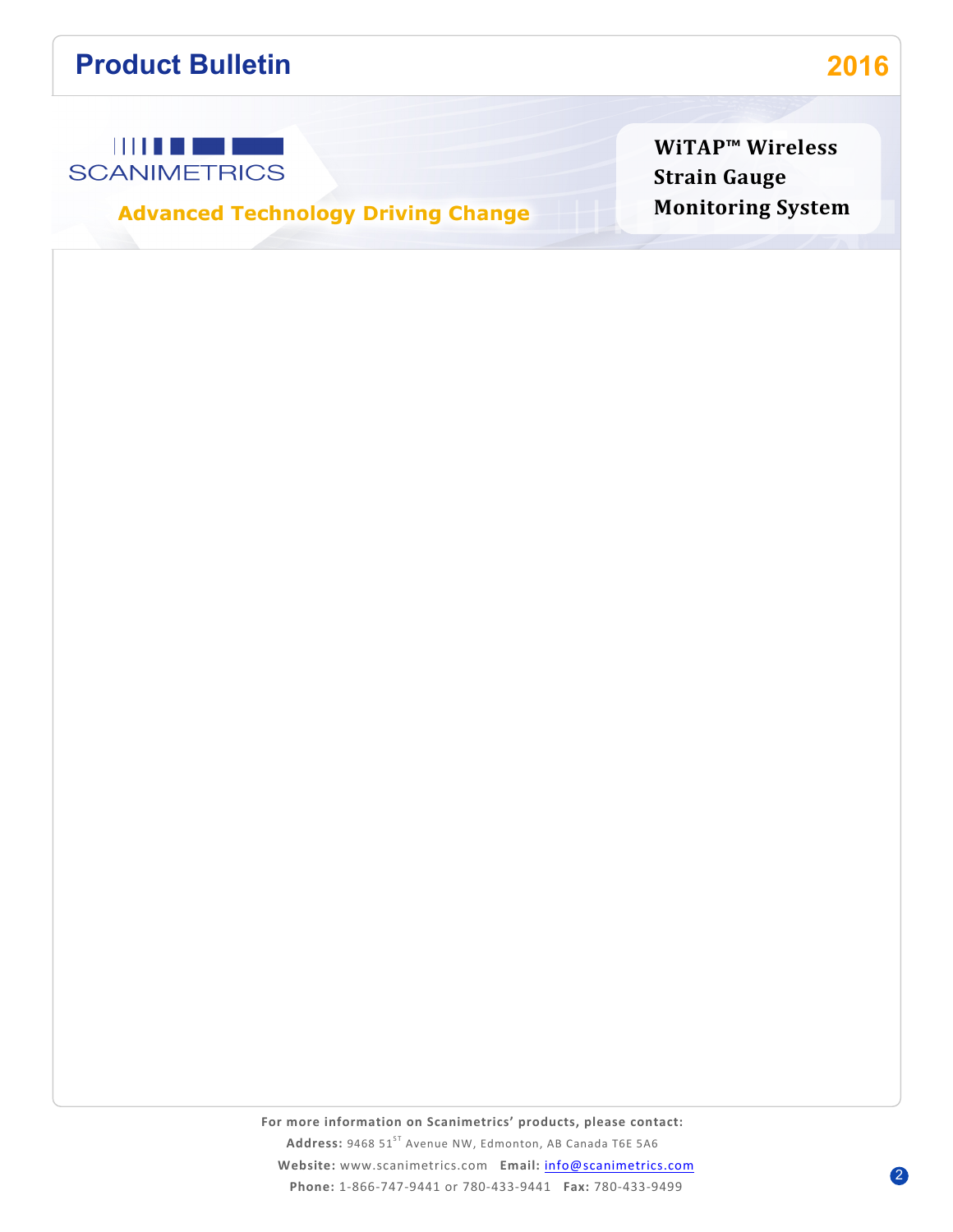# Product Bulletin

**2016**

SCANIMETRICS

**Advanced Technology Driving Change**

**WiTAP™ Wireless Strain Gauge Monitoring System**

**For more information on Scanimetrics' products, please contact:**

**Address:** 9468 51[ST] Avenue NW, Edmonton, AB Canada T6E 5A6

**Website:** www.scanimetrics.com **Email:** info@scanimetrics.com

**Phone:** 1-866-747-9441 or 780-433-9441 **Fax:** 780-433-9499